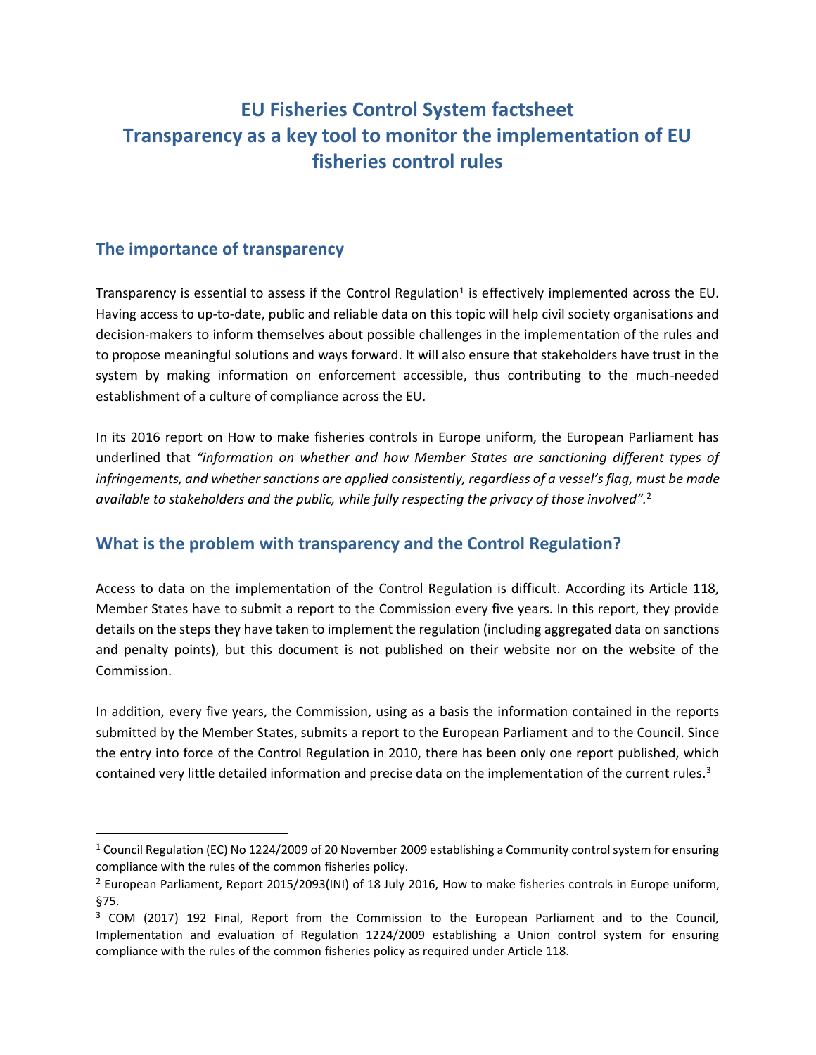# EU Fisheries Control System factsheet
# Transparency as a key tool to monitor the implementation of EU fisheries control rules

## The importance of transparency

Transparency is essential to assess if the Control Regulation[1] is effectively implemented across the EU. Having access to up-to-date, public and reliable data on this topic will help civil society organisations and decision-makers to inform themselves about possible challenges in the implementation of the rules and to propose meaningful solutions and ways forward. It will also ensure that stakeholders have trust in the system by making information on enforcement accessible, thus contributing to the much-needed establishment of a culture of compliance across the EU.

In its 2016 report on How to make fisheries controls in Europe uniform, the European Parliament has underlined that *"information on whether and how Member States are sanctioning different types of infringements, and whether sanctions are applied consistently, regardless of a vessel's flag, must be made available to stakeholders and the public, while fully respecting the privacy of those involved"*.[2]

## What is the problem with transparency and the Control Regulation?

Access to data on the implementation of the Control Regulation is difficult. According its Article 118, Member States have to submit a report to the Commission every five years. In this report, they provide details on the steps they have taken to implement the regulation (including aggregated data on sanctions and penalty points), but this document is not published on their website nor on the website of the Commission.

In addition, every five years, the Commission, using as a basis the information contained in the reports submitted by the Member States, submits a report to the European Parliament and to the Council. Since the entry into force of the Control Regulation in 2010, there has been only one report published, which contained very little detailed information and precise data on the implementation of the current rules.[3]

---

[1] Council Regulation (EC) No 1224/2009 of 20 November 2009 establishing a Community control system for ensuring compliance with the rules of the common fisheries policy.

[2] European Parliament, Report 2015/2093(INI) of 18 July 2016, How to make fisheries controls in Europe uniform, §75.

[3] COM (2017) 192 Final, Report from the Commission to the European Parliament and to the Council, Implementation and evaluation of Regulation 1224/2009 establishing a Union control system for ensuring compliance with the rules of the common fisheries policy as required under Article 118.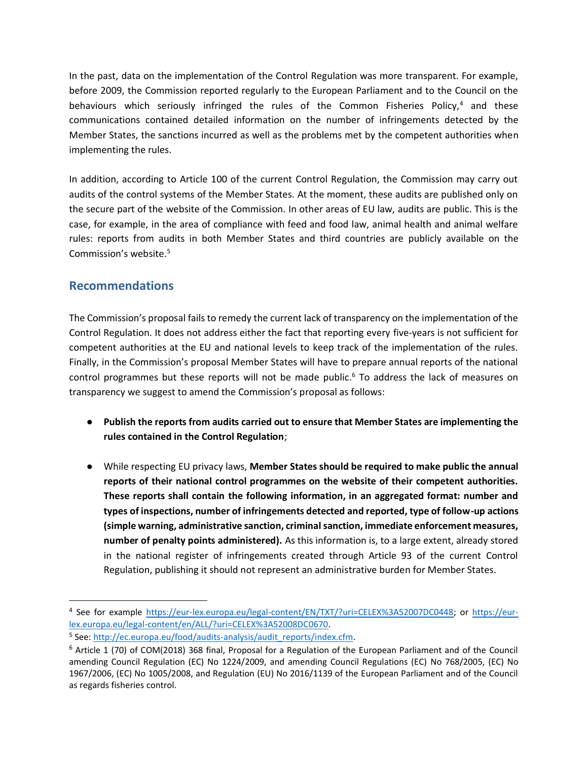In the past, data on the implementation of the Control Regulation was more transparent. For example, before 2009, the Commission reported regularly to the European Parliament and to the Council on the behaviours which seriously infringed the rules of the Common Fisheries Policy,[4] and these communications contained detailed information on the number of infringements detected by the Member States, the sanctions incurred as well as the problems met by the competent authorities when implementing the rules.

In addition, according to Article 100 of the current Control Regulation, the Commission may carry out audits of the control systems of the Member States. At the moment, these audits are published only on the secure part of the website of the Commission. In other areas of EU law, audits are public. This is the case, for example, in the area of compliance with feed and food law, animal health and animal welfare rules: reports from audits in both Member States and third countries are publicly available on the Commission's website.[5]

## Recommendations

The Commission's proposal fails to remedy the current lack of transparency on the implementation of the Control Regulation. It does not address either the fact that reporting every five-years is not sufficient for competent authorities at the EU and national levels to keep track of the implementation of the rules. Finally, in the Commission's proposal Member States will have to prepare annual reports of the national control programmes but these reports will not be made public.[6] To address the lack of measures on transparency we suggest to amend the Commission's proposal as follows:

- **Publish the reports from audits carried out to ensure that Member States are implementing the rules contained in the Control Regulation**;
- While respecting EU privacy laws, **Member States should be required to make public the annual reports of their national control programmes on the website of their competent authorities. These reports shall contain the following information, in an aggregated format: number and types of inspections, number of infringements detected and reported, type of follow-up actions (simple warning, administrative sanction, criminal sanction, immediate enforcement measures, number of penalty points administered).** As this information is, to a large extent, already stored in the national register of infringements created through Article 93 of the current Control Regulation, publishing it should not represent an administrative burden for Member States.

---

[4] See for example https://eur-lex.europa.eu/legal-content/EN/TXT/?uri=CELEX%3A52007DC0448; or https://eur-lex.europa.eu/legal-content/en/ALL/?uri=CELEX%3A52008DC0670.

[5] See: http://ec.europa.eu/food/audits-analysis/audit_reports/index.cfm.

[6] Article 1 (70) of COM(2018) 368 final, Proposal for a Regulation of the European Parliament and of the Council amending Council Regulation (EC) No 1224/2009, and amending Council Regulations (EC) No 768/2005, (EC) No 1967/2006, (EC) No 1005/2008, and Regulation (EU) No 2016/1139 of the European Parliament and of the Council as regards fisheries control.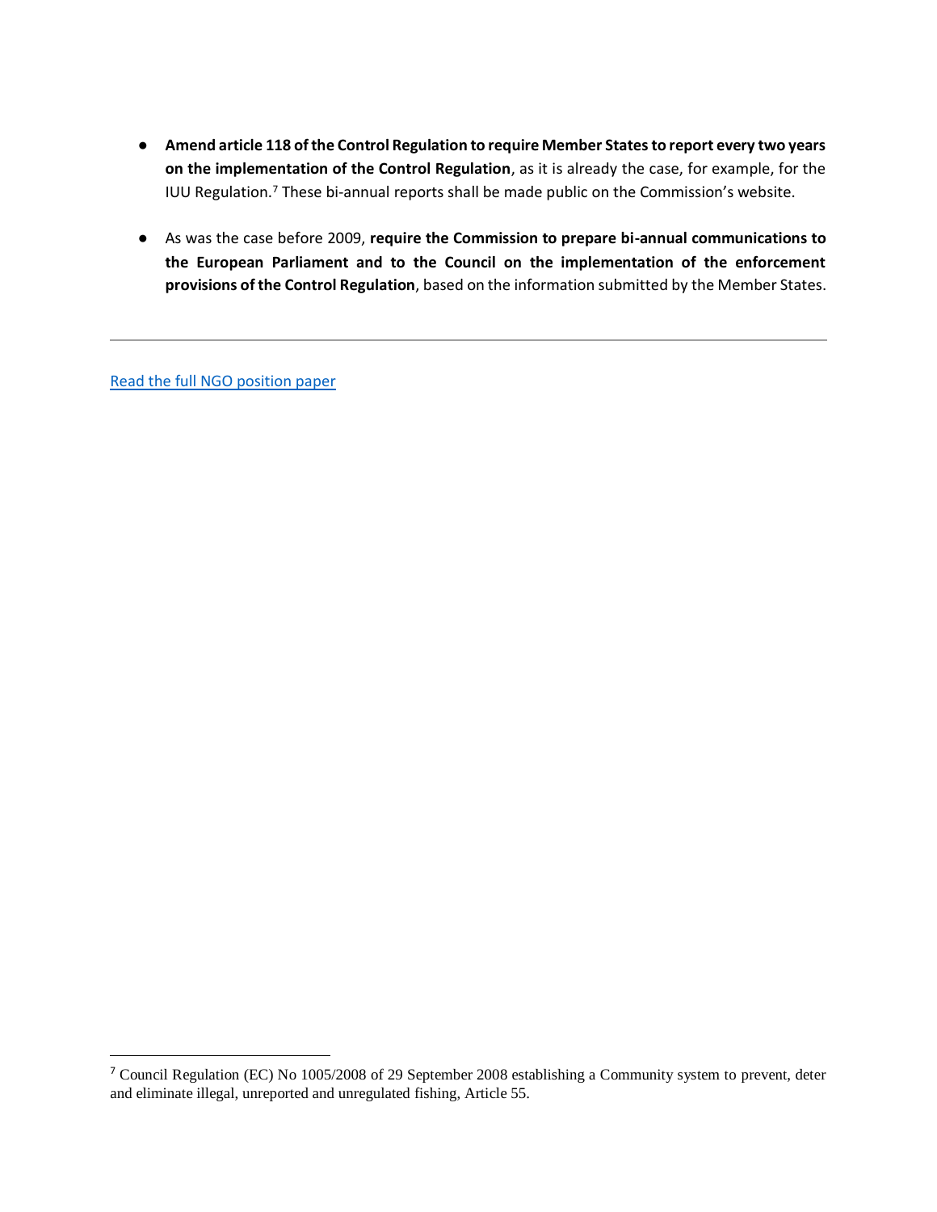- **Amend article 118 of the Control Regulation to require Member States to report every two years on the implementation of the Control Regulation**, as it is already the case, for example, for the IUU Regulation.[7] These bi-annual reports shall be made public on the Commission's website.

- As was the case before 2009, **require the Commission to prepare bi-annual communications to the European Parliament and to the Council on the implementation of the enforcement provisions of the Control Regulation**, based on the information submitted by the Member States.

---

Read the full NGO position paper

[7] Council Regulation (EC) No 1005/2008 of 29 September 2008 establishing a Community system to prevent, deter and eliminate illegal, unreported and unregulated fishing, Article 55.